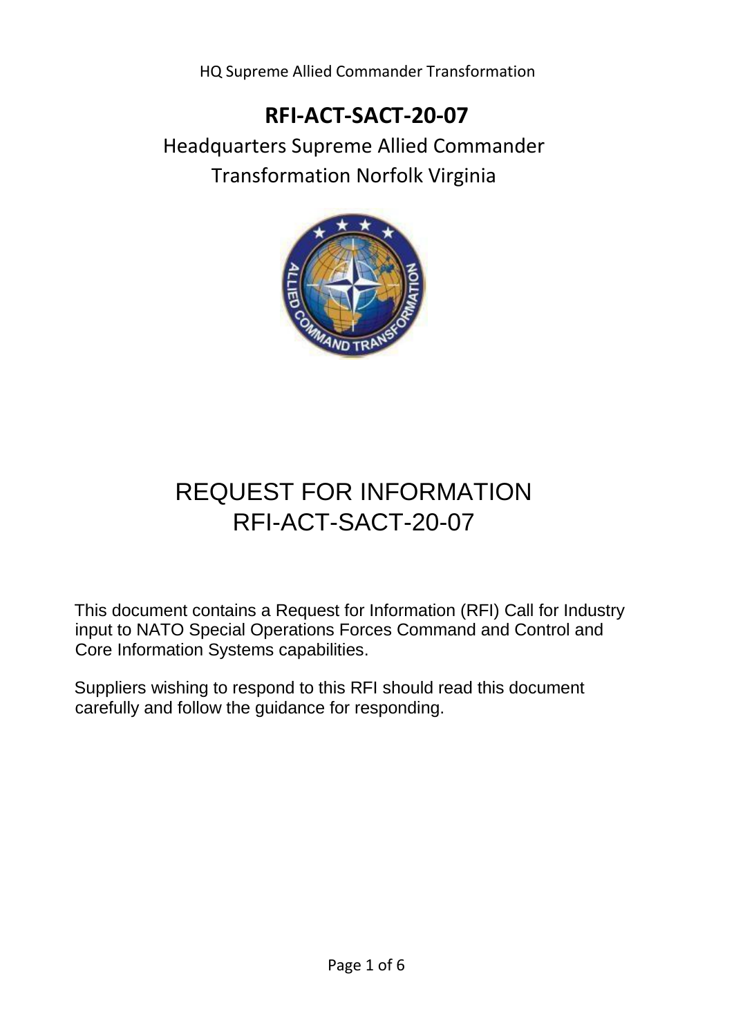# RFI-ACT-SACT-20-07

Headquarters Supreme Allied Commander Transformation Norfolk Virginia

## REQUEST FOR INFORMATION RFI-ACT-SACT-20-07

This document contains a Request for Information (RFI) Call for Industry input to NATO Special Operations Forces Command and Control and Core Information Systems capabilities.

Suppliers wishing to respond to this RFI should read this document carefully and follow the guidance for responding.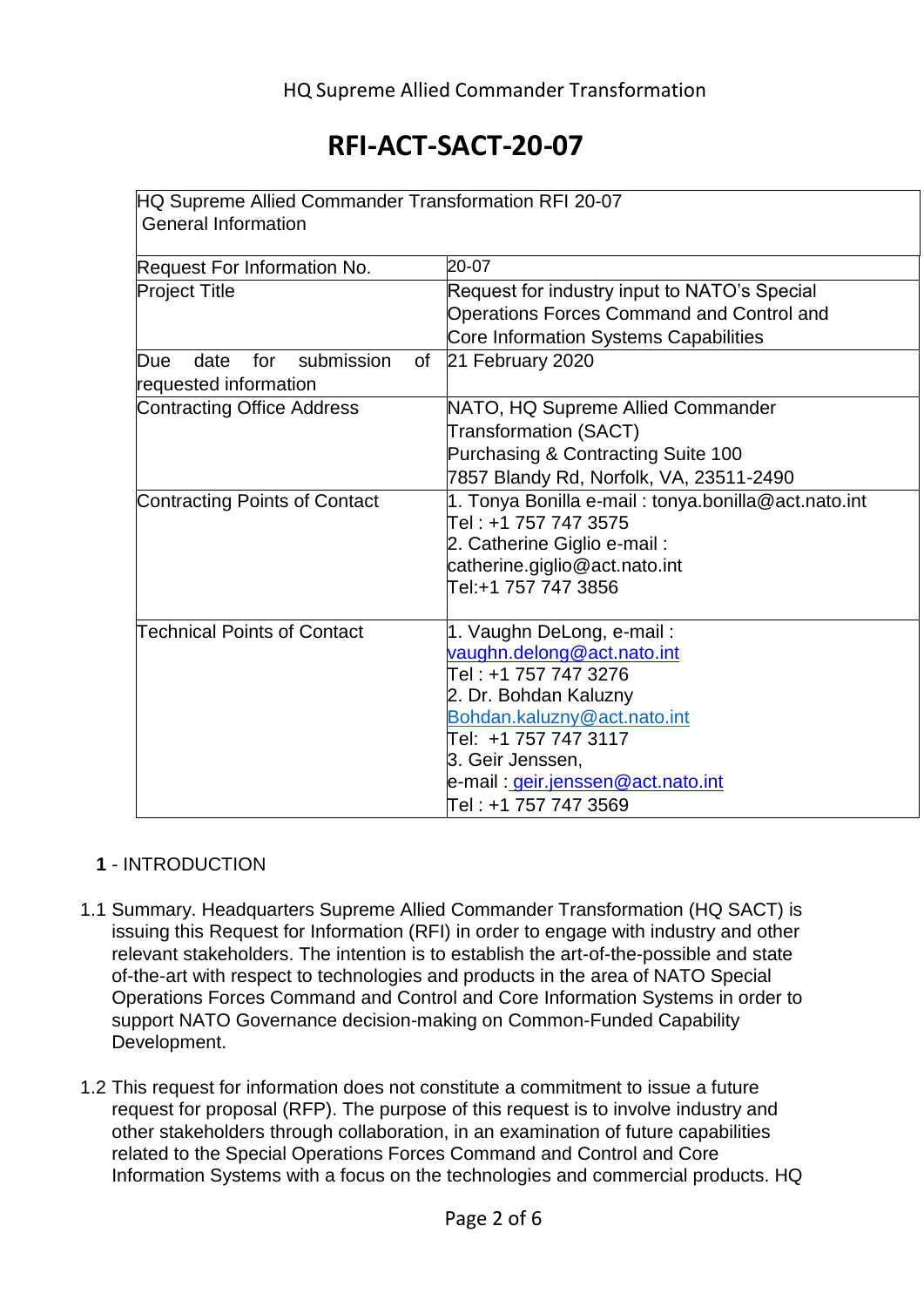HQ Supreme Allied Commander Transformation

# RFI-ACT-SACT-20-07

| HQ Supreme Allied Commander Transformation RFI 20-07 General Information | |
|---|---|
| Request For Information No. | 20-07 |
| Project Title | Request for industry input to NATO's Special Operations Forces Command and Control and Core Information Systems Capabilities |
| Due date for submission of requested information | 21 February 2020 |
| Contracting Office Address | NATO, HQ Supreme Allied Commander Transformation (SACT)<br>Purchasing & Contracting Suite 100<br>7857 Blandy Rd, Norfolk, VA, 23511-2490 |
| Contracting Points of Contact | 1. Tonya Bonilla e-mail : tonya.bonilla@act.nato.int<br>Tel : +1 757 747 3575<br>2. Catherine Giglio e-mail : catherine.giglio@act.nato.int<br>Tel:+1 757 747 3856 |
| Technical Points of Contact | 1. Vaughn DeLong, e-mail : vaughn.delong@act.nato.int<br>Tel : +1 757 747 3276<br>2. Dr. Bohdan Kaluzny Bohdan.kaluzny@act.nato.int<br>Tel: +1 757 747 3117<br>3. Geir Jenssen, e-mail : geir.jenssen@act.nato.int<br>Tel : +1 757 747 3569 |

## 1 - INTRODUCTION

1.1 Summary. Headquarters Supreme Allied Commander Transformation (HQ SACT) is issuing this Request for Information (RFI) in order to engage with industry and other relevant stakeholders. The intention is to establish the art-of-the-possible and state of-the-art with respect to technologies and products in the area of NATO Special Operations Forces Command and Control and Core Information Systems in order to support NATO Governance decision-making on Common-Funded Capability Development.

1.2 This request for information does not constitute a commitment to issue a future request for proposal (RFP). The purpose of this request is to involve industry and other stakeholders through collaboration, in an examination of future capabilities related to the Special Operations Forces Command and Control and Core Information Systems with a focus on the technologies and commercial products. HQ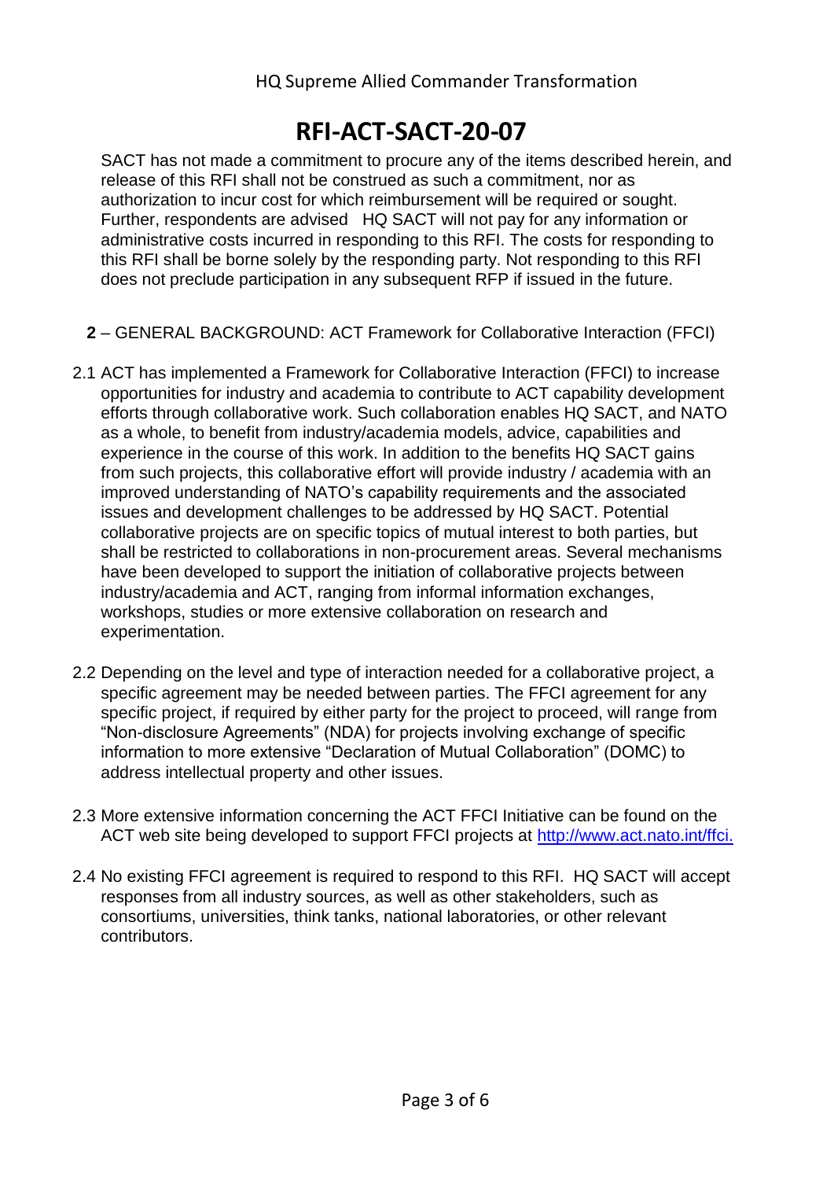SACT has not made a commitment to procure any of the items described herein, and release of this RFI shall not be construed as such a commitment, nor as authorization to incur cost for which reimbursement will be required or sought. Further, respondents are advised HQ SACT will not pay for any information or administrative costs incurred in responding to this RFI. The costs for responding to this RFI shall be borne solely by the responding party. Not responding to this RFI does not preclude participation in any subsequent RFP if issued in the future.

## **2** – GENERAL BACKGROUND: ACT Framework for Collaborative Interaction (FFCI)

2.1 ACT has implemented a Framework for Collaborative Interaction (FFCI) to increase opportunities for industry and academia to contribute to ACT capability development efforts through collaborative work. Such collaboration enables HQ SACT, and NATO as a whole, to benefit from industry/academia models, advice, capabilities and experience in the course of this work. In addition to the benefits HQ SACT gains from such projects, this collaborative effort will provide industry / academia with an improved understanding of NATO's capability requirements and the associated issues and development challenges to be addressed by HQ SACT. Potential collaborative projects are on specific topics of mutual interest to both parties, but shall be restricted to collaborations in non-procurement areas. Several mechanisms have been developed to support the initiation of collaborative projects between industry/academia and ACT, ranging from informal information exchanges, workshops, studies or more extensive collaboration on research and experimentation.

2.2 Depending on the level and type of interaction needed for a collaborative project, a specific agreement may be needed between parties. The FFCI agreement for any specific project, if required by either party for the project to proceed, will range from "Non-disclosure Agreements" (NDA) for projects involving exchange of specific information to more extensive "Declaration of Mutual Collaboration" (DOMC) to address intellectual property and other issues.

2.3 More extensive information concerning the ACT FFCI Initiative can be found on the ACT web site being developed to support FFCI projects at [http://www.act.nato.int/ffci.](http://www.act.nato.int/ffci)

2.4 No existing FFCI agreement is required to respond to this RFI. HQ SACT will accept responses from all industry sources, as well as other stakeholders, such as consortiums, universities, think tanks, national laboratories, or other relevant contributors.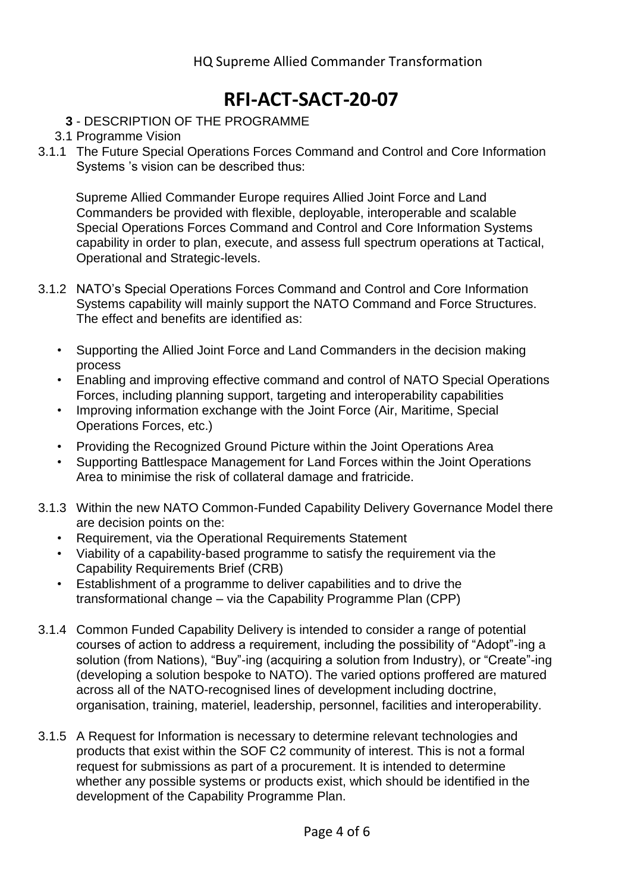# RFI-ACT-SACT-20-07

## 3 - DESCRIPTION OF THE PROGRAMME

### 3.1 Programme Vision

3.1.1 The Future Special Operations Forces Command and Control and Core Information Systems 's vision can be described thus:

Supreme Allied Commander Europe requires Allied Joint Force and Land Commanders be provided with flexible, deployable, interoperable and scalable Special Operations Forces Command and Control and Core Information Systems capability in order to plan, execute, and assess full spectrum operations at Tactical, Operational and Strategic-levels.

3.1.2 NATO's Special Operations Forces Command and Control and Core Information Systems capability will mainly support the NATO Command and Force Structures. The effect and benefits are identified as:

- Supporting the Allied Joint Force and Land Commanders in the decision making process
- Enabling and improving effective command and control of NATO Special Operations Forces, including planning support, targeting and interoperability capabilities
- Improving information exchange with the Joint Force (Air, Maritime, Special Operations Forces, etc.)
- Providing the Recognized Ground Picture within the Joint Operations Area
- Supporting Battlespace Management for Land Forces within the Joint Operations Area to minimise the risk of collateral damage and fratricide.

3.1.3 Within the new NATO Common-Funded Capability Delivery Governance Model there are decision points on the:

- Requirement, via the Operational Requirements Statement
- Viability of a capability-based programme to satisfy the requirement via the Capability Requirements Brief (CRB)
- Establishment of a programme to deliver capabilities and to drive the transformational change – via the Capability Programme Plan (CPP)

3.1.4 Common Funded Capability Delivery is intended to consider a range of potential courses of action to address a requirement, including the possibility of "Adopt"-ing a solution (from Nations), "Buy"-ing (acquiring a solution from Industry), or "Create"-ing (developing a solution bespoke to NATO). The varied options proffered are matured across all of the NATO-recognised lines of development including doctrine, organisation, training, materiel, leadership, personnel, facilities and interoperability.

3.1.5 A Request for Information is necessary to determine relevant technologies and products that exist within the SOF C2 community of interest. This is not a formal request for submissions as part of a procurement. It is intended to determine whether any possible systems or products exist, which should be identified in the development of the Capability Programme Plan.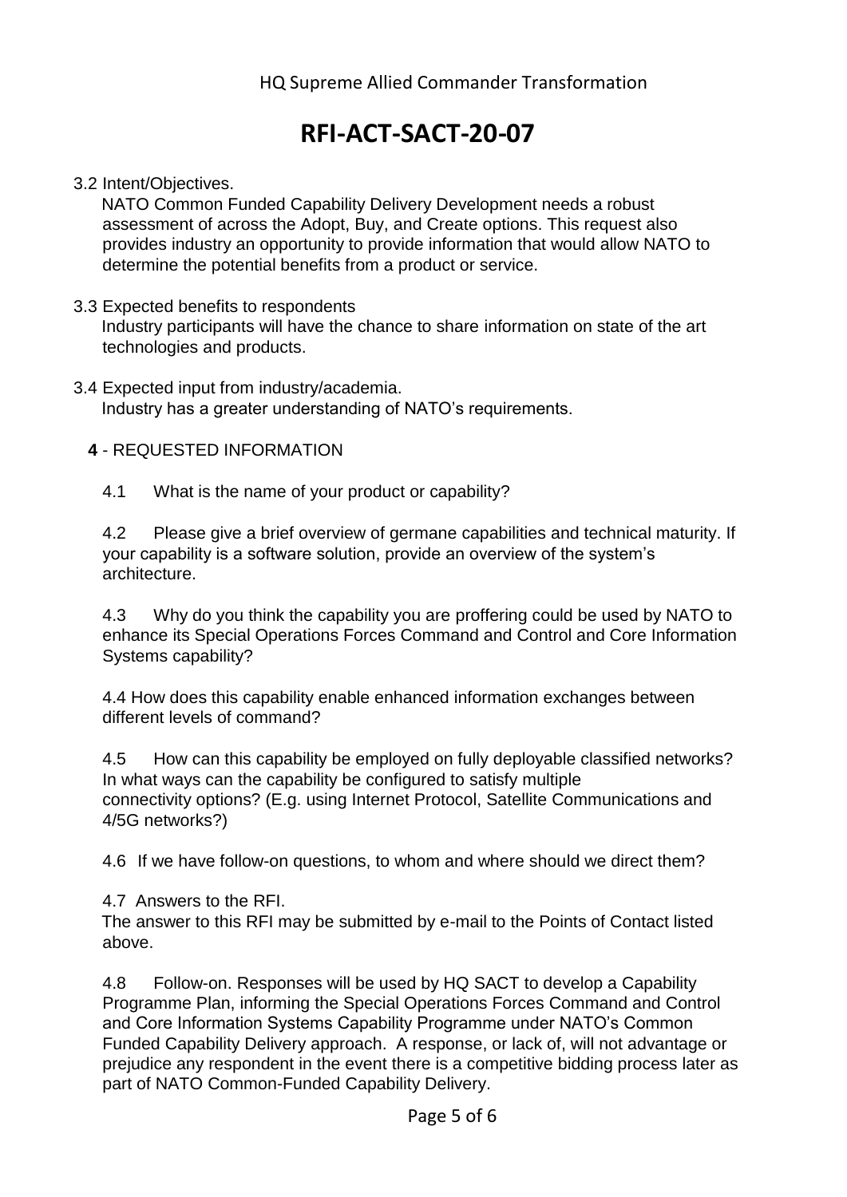3.2 Intent/Objectives.

NATO Common Funded Capability Delivery Development needs a robust assessment of across the Adopt, Buy, and Create options. This request also provides industry an opportunity to provide information that would allow NATO to determine the potential benefits from a product or service.

3.3 Expected benefits to respondents

Industry participants will have the chance to share information on state of the art technologies and products.

3.4 Expected input from industry/academia.

Industry has a greater understanding of NATO's requirements.

**4** - REQUESTED INFORMATION

4.1 What is the name of your product or capability?

4.2 Please give a brief overview of germane capabilities and technical maturity. If your capability is a software solution, provide an overview of the system's architecture.

4.3 Why do you think the capability you are proffering could be used by NATO to enhance its Special Operations Forces Command and Control and Core Information Systems capability?

4.4 How does this capability enable enhanced information exchanges between different levels of command?

4.5 How can this capability be employed on fully deployable classified networks? In what ways can the capability be configured to satisfy multiple connectivity options? (E.g. using Internet Protocol, Satellite Communications and 4/5G networks?)

4.6 If we have follow-on questions, to whom and where should we direct them?

4.7 Answers to the RFI.

The answer to this RFI may be submitted by e-mail to the Points of Contact listed above.

4.8 Follow-on. Responses will be used by HQ SACT to develop a Capability Programme Plan, informing the Special Operations Forces Command and Control and Core Information Systems Capability Programme under NATO's Common Funded Capability Delivery approach. A response, or lack of, will not advantage or prejudice any respondent in the event there is a competitive bidding process later as part of NATO Common-Funded Capability Delivery.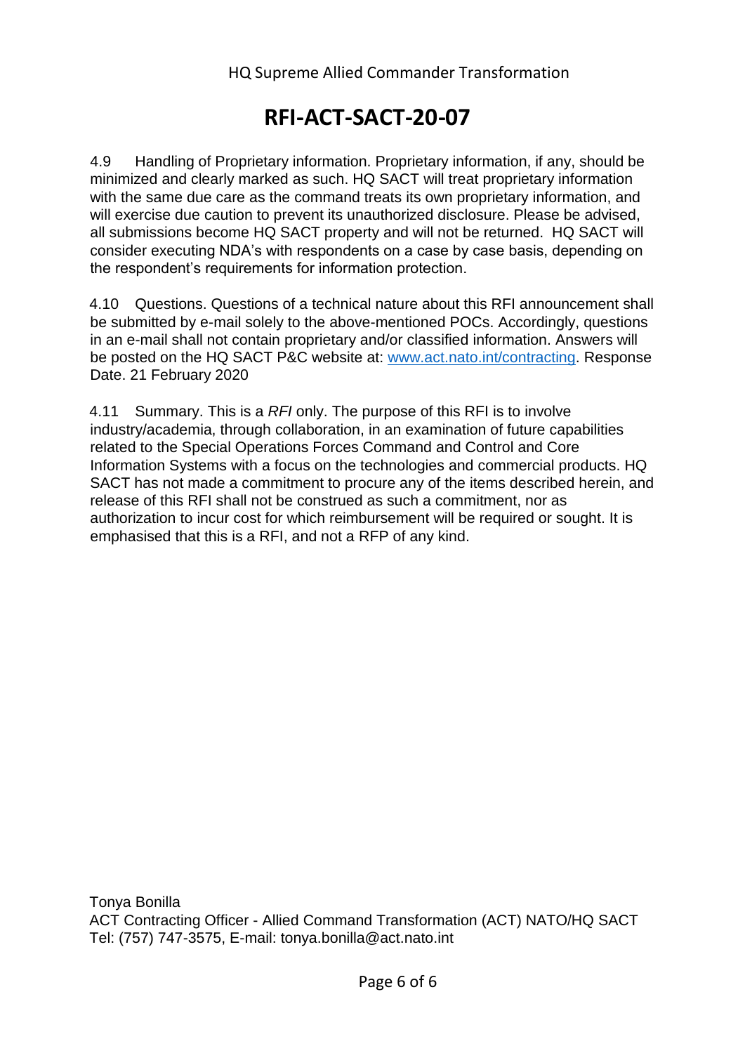4.9 Handling of Proprietary information. Proprietary information, if any, should be minimized and clearly marked as such. HQ SACT will treat proprietary information with the same due care as the command treats its own proprietary information, and will exercise due caution to prevent its unauthorized disclosure. Please be advised, all submissions become HQ SACT property and will not be returned. HQ SACT will consider executing NDA's with respondents on a case by case basis, depending on the respondent's requirements for information protection.

4.10 Questions. Questions of a technical nature about this RFI announcement shall be submitted by e-mail solely to the above-mentioned POCs. Accordingly, questions in an e-mail shall not contain proprietary and/or classified information. Answers will be posted on the HQ SACT P&C website at: [www.act.nato.int/contracting](www.act.nato.int/contracting). Response Date. 21 February 2020

4.11 Summary. This is a *RFI* only. The purpose of this RFI is to involve industry/academia, through collaboration, in an examination of future capabilities related to the Special Operations Forces Command and Control and Core Information Systems with a focus on the technologies and commercial products. HQ SACT has not made a commitment to procure any of the items described herein, and release of this RFI shall not be construed as such a commitment, nor as authorization to incur cost for which reimbursement will be required or sought. It is emphasised that this is a RFI, and not a RFP of any kind.

Tonya Bonilla
ACT Contracting Officer - Allied Command Transformation (ACT) NATO/HQ SACT
Tel: (757) 747-3575, E-mail: tonya.bonilla@act.nato.int